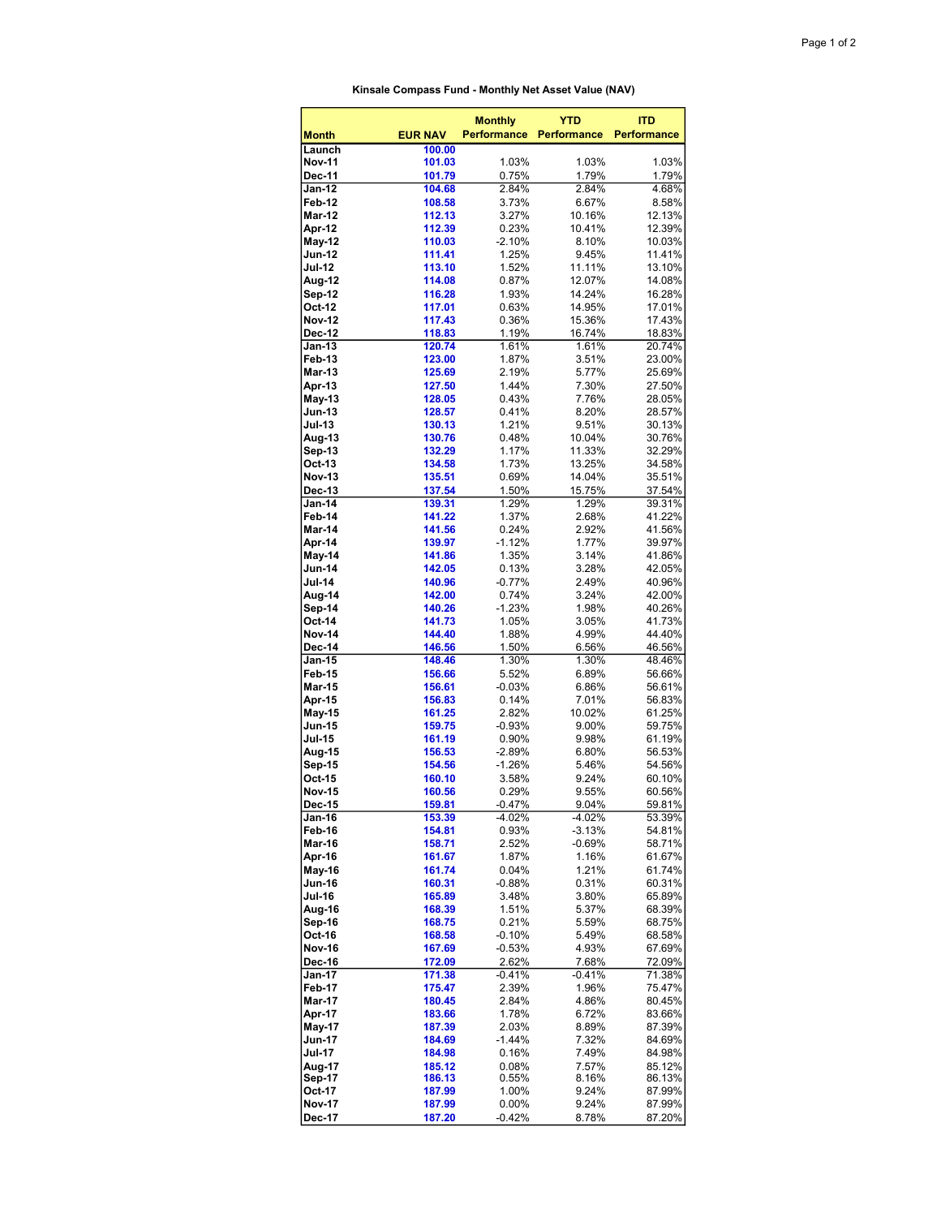**Kinsale Compass Fund - Monthly Net Asset Value (NAV)**

| Month | EUR NAV | Monthly Performance | YTD Performance | ITD Performance |
|---|---|---|---|---|
| Launch | 100.00 | | | |
| Nov-11 | 101.03 | 1.03% | 1.03% | 1.03% |
| Dec-11 | 101.79 | 0.75% | 1.79% | 1.79% |
| Jan-12 | 104.68 | 2.84% | 2.84% | 4.68% |
| Feb-12 | 108.58 | 3.73% | 6.67% | 8.58% |
| Mar-12 | 112.13 | 3.27% | 10.16% | 12.13% |
| Apr-12 | 112.39 | 0.23% | 10.41% | 12.39% |
| May-12 | 110.03 | -2.10% | 8.10% | 10.03% |
| Jun-12 | 111.41 | 1.25% | 9.45% | 11.41% |
| Jul-12 | 113.10 | 1.52% | 11.11% | 13.10% |
| Aug-12 | 114.08 | 0.87% | 12.07% | 14.08% |
| Sep-12 | 116.28 | 1.93% | 14.24% | 16.28% |
| Oct-12 | 117.01 | 0.63% | 14.95% | 17.01% |
| Nov-12 | 117.43 | 0.36% | 15.36% | 17.43% |
| Dec-12 | 118.83 | 1.19% | 16.74% | 18.83% |
| Jan-13 | 120.74 | 1.61% | 1.61% | 20.74% |
| Feb-13 | 123.00 | 1.87% | 3.51% | 23.00% |
| Mar-13 | 125.69 | 2.19% | 5.77% | 25.69% |
| Apr-13 | 127.50 | 1.44% | 7.30% | 27.50% |
| May-13 | 128.05 | 0.43% | 7.76% | 28.05% |
| Jun-13 | 128.57 | 0.41% | 8.20% | 28.57% |
| Jul-13 | 130.13 | 1.21% | 9.51% | 30.13% |
| Aug-13 | 130.76 | 0.48% | 10.04% | 30.76% |
| Sep-13 | 132.29 | 1.17% | 11.33% | 32.29% |
| Oct-13 | 134.58 | 1.73% | 13.25% | 34.58% |
| Nov-13 | 135.51 | 0.69% | 14.04% | 35.51% |
| Dec-13 | 137.54 | 1.50% | 15.75% | 37.54% |
| Jan-14 | 139.31 | 1.29% | 1.29% | 39.31% |
| Feb-14 | 141.22 | 1.37% | 2.68% | 41.22% |
| Mar-14 | 141.56 | 0.24% | 2.92% | 41.56% |
| Apr-14 | 139.97 | -1.12% | 1.77% | 39.97% |
| May-14 | 141.86 | 1.35% | 3.14% | 41.86% |
| Jun-14 | 142.05 | 0.13% | 3.28% | 42.05% |
| Jul-14 | 140.96 | -0.77% | 2.49% | 40.96% |
| Aug-14 | 142.00 | 0.74% | 3.24% | 42.00% |
| Sep-14 | 140.26 | -1.23% | 1.98% | 40.26% |
| Oct-14 | 141.73 | 1.05% | 3.05% | 41.73% |
| Nov-14 | 144.40 | 1.88% | 4.99% | 44.40% |
| Dec-14 | 146.56 | 1.50% | 6.56% | 46.56% |
| Jan-15 | 148.46 | 1.30% | 1.30% | 48.46% |
| Feb-15 | 156.66 | 5.52% | 6.89% | 56.66% |
| Mar-15 | 156.61 | -0.03% | 6.86% | 56.61% |
| Apr-15 | 156.83 | 0.14% | 7.01% | 56.83% |
| May-15 | 161.25 | 2.82% | 10.02% | 61.25% |
| Jun-15 | 159.75 | -0.93% | 9.00% | 59.75% |
| Jul-15 | 161.19 | 0.90% | 9.98% | 61.19% |
| Aug-15 | 156.53 | -2.89% | 6.80% | 56.53% |
| Sep-15 | 154.56 | -1.26% | 5.46% | 54.56% |
| Oct-15 | 160.10 | 3.58% | 9.24% | 60.10% |
| Nov-15 | 160.56 | 0.29% | 9.55% | 60.56% |
| Dec-15 | 159.81 | -0.47% | 9.04% | 59.81% |
| Jan-16 | 153.39 | -4.02% | -4.02% | 53.39% |
| Feb-16 | 154.81 | 0.93% | -3.13% | 54.81% |
| Mar-16 | 158.71 | 2.52% | -0.69% | 58.71% |
| Apr-16 | 161.67 | 1.87% | 1.16% | 61.67% |
| May-16 | 161.74 | 0.04% | 1.21% | 61.74% |
| Jun-16 | 160.31 | -0.88% | 0.31% | 60.31% |
| Jul-16 | 165.89 | 3.48% | 3.80% | 65.89% |
| Aug-16 | 168.39 | 1.51% | 5.37% | 68.39% |
| Sep-16 | 168.75 | 0.21% | 5.59% | 68.75% |
| Oct-16 | 168.58 | -0.10% | 5.49% | 68.58% |
| Nov-16 | 167.69 | -0.53% | 4.93% | 67.69% |
| Dec-16 | 172.09 | 2.62% | 7.68% | 72.09% |
| Jan-17 | 171.38 | -0.41% | -0.41% | 71.38% |
| Feb-17 | 175.47 | 2.39% | 1.96% | 75.47% |
| Mar-17 | 180.45 | 2.84% | 4.86% | 80.45% |
| Apr-17 | 183.66 | 1.78% | 6.72% | 83.66% |
| May-17 | 187.39 | 2.03% | 8.89% | 87.39% |
| Jun-17 | 184.69 | -1.44% | 7.32% | 84.69% |
| Jul-17 | 184.98 | 0.16% | 7.49% | 84.98% |
| Aug-17 | 185.12 | 0.08% | 7.57% | 85.12% |
| Sep-17 | 186.13 | 0.55% | 8.16% | 86.13% |
| Oct-17 | 187.99 | 1.00% | 9.24% | 87.99% |
| Nov-17 | 187.99 | 0.00% | 9.24% | 87.99% |
| Dec-17 | 187.20 | -0.42% | 8.78% | 87.20% |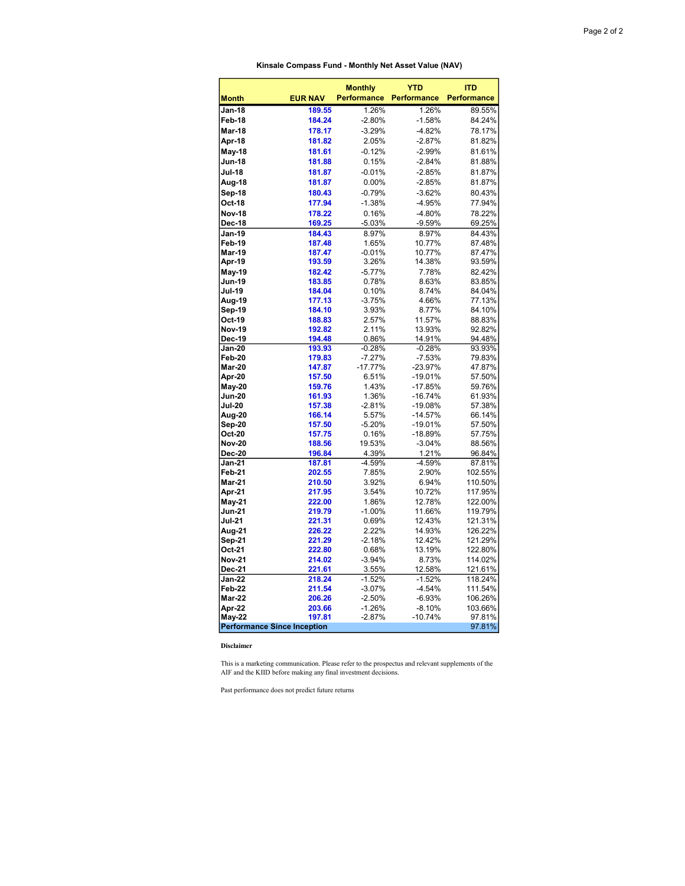**Kinsale Compass Fund - Monthly Net Asset Value (NAV)**

| Month | EUR NAV | Monthly Performance | YTD Performance | ITD Performance |
|---|---|---|---|---|
| Jan-18 | 189.55 | 1.26% | 1.26% | 89.55% |
| Feb-18 | 184.24 | -2.80% | -1.58% | 84.24% |
| Mar-18 | 178.17 | -3.29% | -4.82% | 78.17% |
| Apr-18 | 181.82 | 2.05% | -2.87% | 81.82% |
| May-18 | 181.61 | -0.12% | -2.99% | 81.61% |
| Jun-18 | 181.88 | 0.15% | -2.84% | 81.88% |
| Jul-18 | 181.87 | -0.01% | -2.85% | 81.87% |
| Aug-18 | 181.87 | 0.00% | -2.85% | 81.87% |
| Sep-18 | 180.43 | -0.79% | -3.62% | 80.43% |
| Oct-18 | 177.94 | -1.38% | -4.95% | 77.94% |
| Nov-18 | 178.22 | 0.16% | -4.80% | 78.22% |
| Dec-18 | 169.25 | -5.03% | -9.59% | 69.25% |
| Jan-19 | 184.43 | 8.97% | 8.97% | 84.43% |
| Feb-19 | 187.48 | 1.65% | 10.77% | 87.48% |
| Mar-19 | 187.47 | -0.01% | 10.77% | 87.47% |
| Apr-19 | 193.59 | 3.26% | 14.38% | 93.59% |
| May-19 | 182.42 | -5.77% | 7.78% | 82.42% |
| Jun-19 | 183.85 | 0.78% | 8.63% | 83.85% |
| Jul-19 | 184.04 | 0.10% | 8.74% | 84.04% |
| Aug-19 | 177.13 | -3.75% | 4.66% | 77.13% |
| Sep-19 | 184.10 | 3.93% | 8.77% | 84.10% |
| Oct-19 | 188.83 | 2.57% | 11.57% | 88.83% |
| Nov-19 | 192.82 | 2.11% | 13.93% | 92.82% |
| Dec-19 | 194.48 | 0.86% | 14.91% | 94.48% |
| Jan-20 | 193.93 | -0.28% | -0.28% | 93.93% |
| Feb-20 | 179.83 | -7.27% | -7.53% | 79.83% |
| Mar-20 | 147.87 | -17.77% | -23.97% | 47.87% |
| Apr-20 | 157.50 | 6.51% | -19.01% | 57.50% |
| May-20 | 159.76 | 1.43% | -17.85% | 59.76% |
| Jun-20 | 161.93 | 1.36% | -16.74% | 61.93% |
| Jul-20 | 157.38 | -2.81% | -19.08% | 57.38% |
| Aug-20 | 166.14 | 5.57% | -14.57% | 66.14% |
| Sep-20 | 157.50 | -5.20% | -19.01% | 57.50% |
| Oct-20 | 157.75 | 0.16% | -18.89% | 57.75% |
| Nov-20 | 188.56 | 19.53% | -3.04% | 88.56% |
| Dec-20 | 196.84 | 4.39% | 1.21% | 96.84% |
| Jan-21 | 187.81 | -4.59% | -4.59% | 87.81% |
| Feb-21 | 202.55 | 7.85% | 2.90% | 102.55% |
| Mar-21 | 210.50 | 3.92% | 6.94% | 110.50% |
| Apr-21 | 217.95 | 3.54% | 10.72% | 117.95% |
| May-21 | 222.00 | 1.86% | 12.78% | 122.00% |
| Jun-21 | 219.79 | -1.00% | 11.66% | 119.79% |
| Jul-21 | 221.31 | 0.69% | 12.43% | 121.31% |
| Aug-21 | 226.22 | 2.22% | 14.93% | 126.22% |
| Sep-21 | 221.29 | -2.18% | 12.42% | 121.29% |
| Oct-21 | 222.80 | 0.68% | 13.19% | 122.80% |
| Nov-21 | 214.02 | -3.94% | 8.73% | 114.02% |
| Dec-21 | 221.61 | 3.55% | 12.58% | 121.61% |
| Jan-22 | 218.24 | -1.52% | -1.52% | 118.24% |
| Feb-22 | 211.54 | -3.07% | -4.54% | 111.54% |
| Mar-22 | 206.26 | -2.50% | -6.93% | 106.26% |
| Apr-22 | 203.66 | -1.26% | -8.10% | 103.66% |
| May-22 | 197.81 | -2.87% | -10.74% | 97.81% |
| **Performance Since Inception** | | | | 97.81% |

**Disclaimer**

This is a marketing communication. Please refer to the prospectus and relevant supplements of the AIF and the KIID before making any final investment decisions.

Past performance does not predict future returns